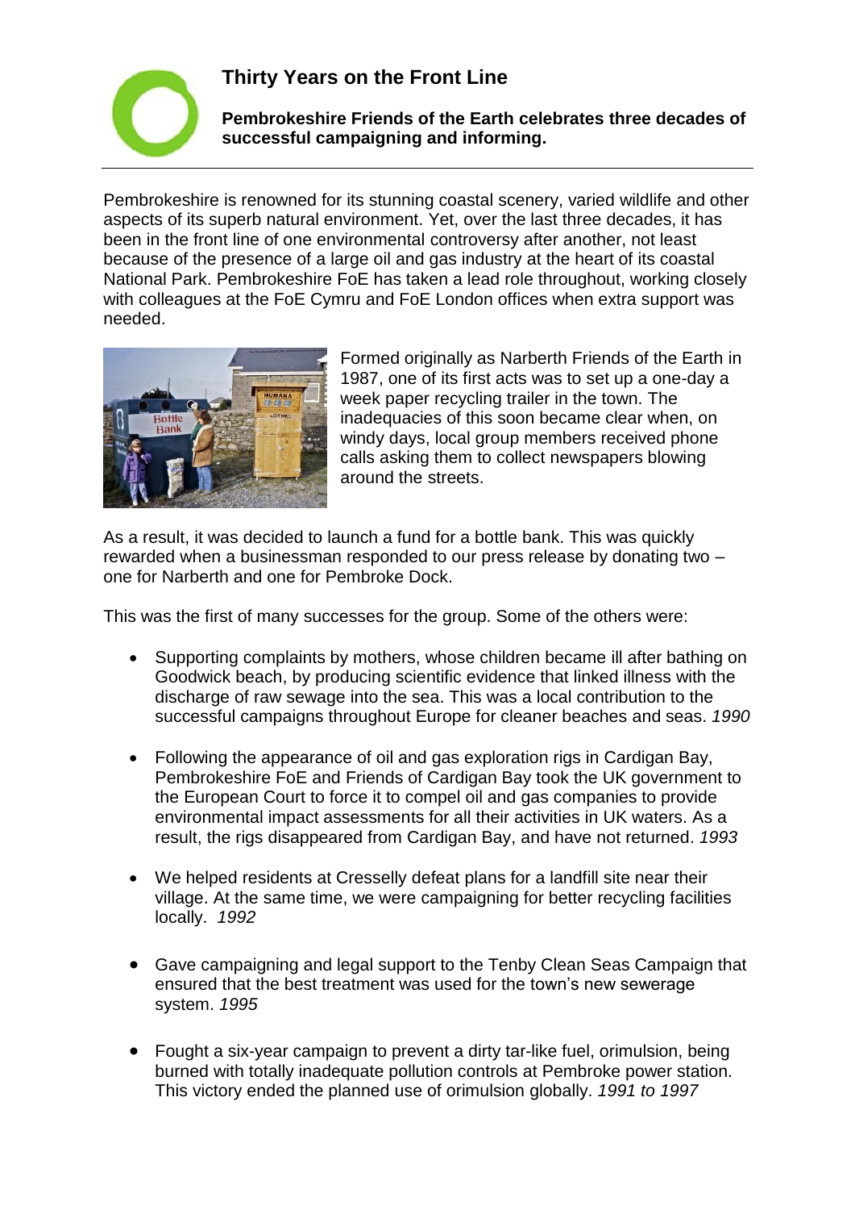# Thirty Years on the Front Line

**Pembrokeshire Friends of the Earth celebrates three decades of successful campaigning and informing.**

---

Pembrokeshire is renowned for its stunning coastal scenery, varied wildlife and other aspects of its superb natural environment. Yet, over the last three decades, it has been in the front line of one environmental controversy after another, not least because of the presence of a large oil and gas industry at the heart of its coastal National Park. Pembrokeshire FoE has taken a lead role throughout, working closely with colleagues at the FoE Cymru and FoE London offices when extra support was needed.

Formed originally as Narberth Friends of the Earth in 1987, one of its first acts was to set up a one-day a week paper recycling trailer in the town. The inadequacies of this soon became clear when, on windy days, local group members received phone calls asking them to collect newspapers blowing around the streets.

As a result, it was decided to launch a fund for a bottle bank. This was quickly rewarded when a businessman responded to our press release by donating two – one for Narberth and one for Pembroke Dock.

This was the first of many successes for the group. Some of the others were:

- Supporting complaints by mothers, whose children became ill after bathing on Goodwick beach, by producing scientific evidence that linked illness with the discharge of raw sewage into the sea. This was a local contribution to the successful campaigns throughout Europe for cleaner beaches and seas. *1990*

- Following the appearance of oil and gas exploration rigs in Cardigan Bay, Pembrokeshire FoE and Friends of Cardigan Bay took the UK government to the European Court to force it to compel oil and gas companies to provide environmental impact assessments for all their activities in UK waters. As a result, the rigs disappeared from Cardigan Bay, and have not returned. *1993*

- We helped residents at Cresselly defeat plans for a landfill site near their village. At the same time, we were campaigning for better recycling facilities locally. *1992*

- Gave campaigning and legal support to the Tenby Clean Seas Campaign that ensured that the best treatment was used for the town's new sewerage system. *1995*

- Fought a six-year campaign to prevent a dirty tar-like fuel, orimulsion, being burned with totally inadequate pollution controls at Pembroke power station. This victory ended the planned use of orimulsion globally. *1991 to 1997*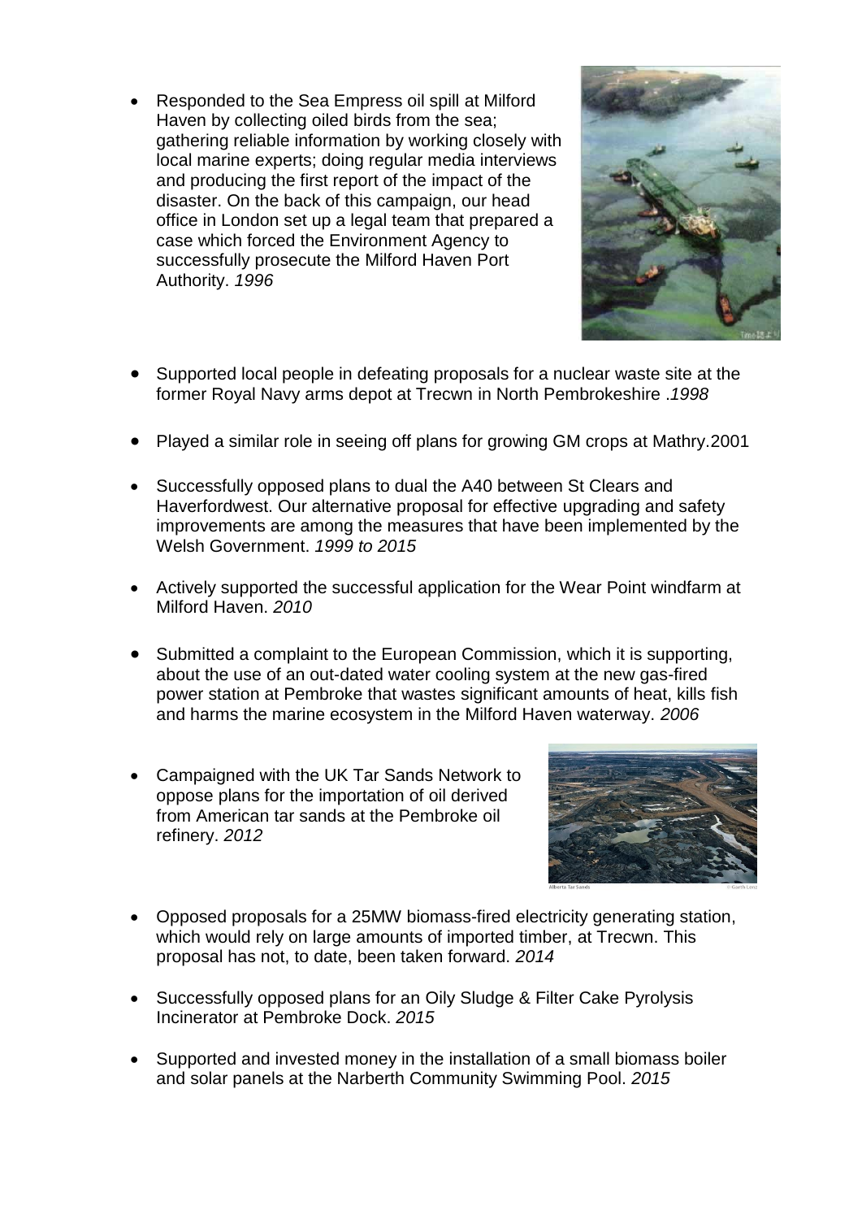- Responded to the Sea Empress oil spill at Milford Haven by collecting oiled birds from the sea; gathering reliable information by working closely with local marine experts; doing regular media interviews and producing the first report of the impact of the disaster. On the back of this campaign, our head office in London set up a legal team that prepared a case which forced the Environment Agency to successfully prosecute the Milford Haven Port Authority. *1996*

- Supported local people in defeating proposals for a nuclear waste site at the former Royal Navy arms depot at Trecwn in North Pembrokeshire .*1998*

- Played a similar role in seeing off plans for growing GM crops at Mathry.2001

- Successfully opposed plans to dual the A40 between St Clears and Haverfordwest. Our alternative proposal for effective upgrading and safety improvements are among the measures that have been implemented by the Welsh Government. *1999 to 2015*

- Actively supported the successful application for the Wear Point windfarm at Milford Haven. *2010*

- Submitted a complaint to the European Commission, which it is supporting, about the use of an out-dated water cooling system at the new gas-fired power station at Pembroke that wastes significant amounts of heat, kills fish and harms the marine ecosystem in the Milford Haven waterway. *2006*

- Campaigned with the UK Tar Sands Network to oppose plans for the importation of oil derived from American tar sands at the Pembroke oil refinery. *2012*

- Opposed proposals for a 25MW biomass-fired electricity generating station, which would rely on large amounts of imported timber, at Trecwn. This proposal has not, to date, been taken forward. *2014*

- Successfully opposed plans for an Oily Sludge & Filter Cake Pyrolysis Incinerator at Pembroke Dock. *2015*

- Supported and invested money in the installation of a small biomass boiler and solar panels at the Narberth Community Swimming Pool. *2015*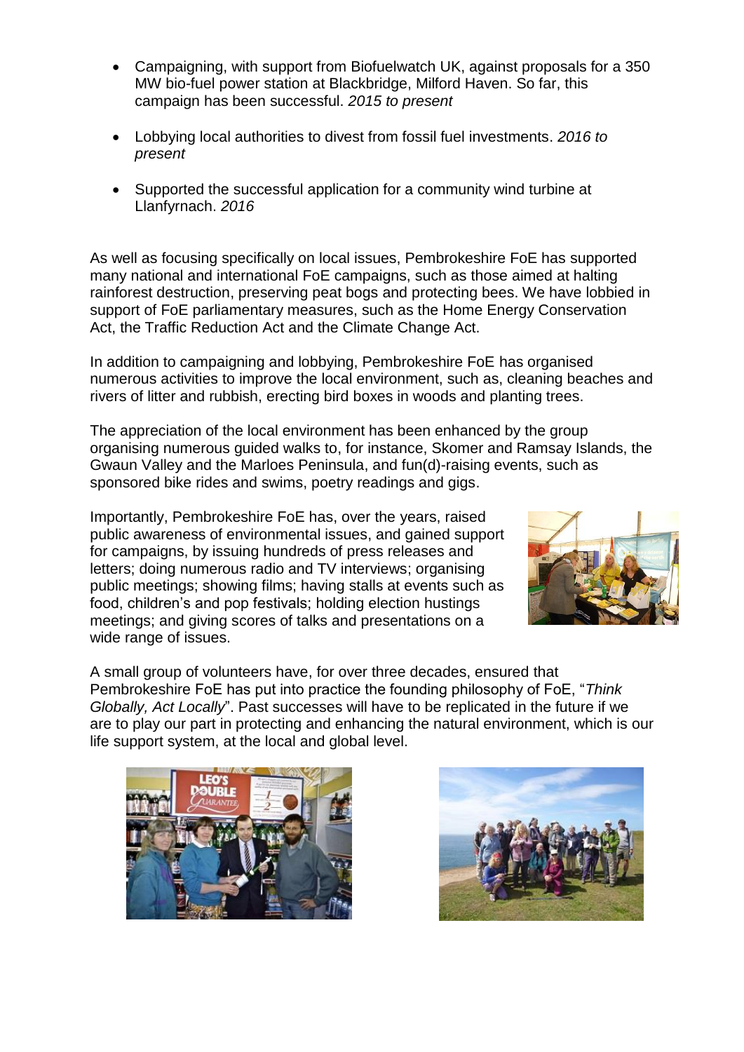- Campaigning, with support from Biofuelwatch UK, against proposals for a 350 MW bio-fuel power station at Blackbridge, Milford Haven. So far, this campaign has been successful. *2015 to present*

- Lobbying local authorities to divest from fossil fuel investments. *2016 to present*

- Supported the successful application for a community wind turbine at Llanfyrnach. *2016*

As well as focusing specifically on local issues, Pembrokeshire FoE has supported many national and international FoE campaigns, such as those aimed at halting rainforest destruction, preserving peat bogs and protecting bees. We have lobbied in support of FoE parliamentary measures, such as the Home Energy Conservation Act, the Traffic Reduction Act and the Climate Change Act.

In addition to campaigning and lobbying, Pembrokeshire FoE has organised numerous activities to improve the local environment, such as, cleaning beaches and rivers of litter and rubbish, erecting bird boxes in woods and planting trees.

The appreciation of the local environment has been enhanced by the group organising numerous guided walks to, for instance, Skomer and Ramsay Islands, the Gwaun Valley and the Marloes Peninsula, and fun(d)-raising events, such as sponsored bike rides and swims, poetry readings and gigs.

Importantly, Pembrokeshire FoE has, over the years, raised public awareness of environmental issues, and gained support for campaigns, by issuing hundreds of press releases and letters; doing numerous radio and TV interviews; organising public meetings; showing films; having stalls at events such as food, children's and pop festivals; holding election hustings meetings; and giving scores of talks and presentations on a wide range of issues.

A small group of volunteers have, for over three decades, ensured that Pembrokeshire FoE has put into practice the founding philosophy of FoE, "*Think Globally, Act Locally*". Past successes will have to be replicated in the future if we are to play our part in protecting and enhancing the natural environment, which is our life support system, at the local and global level.